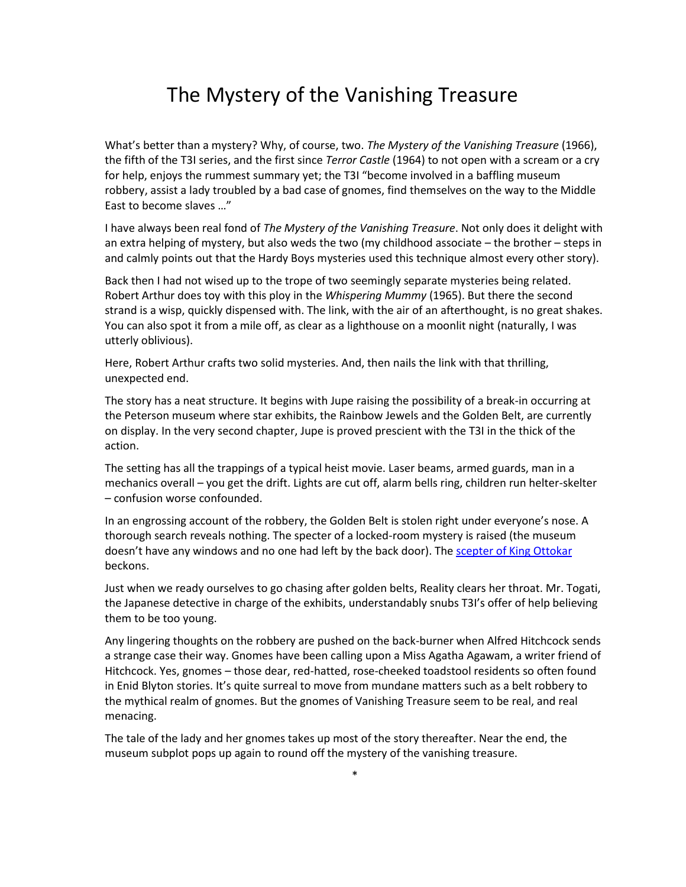# The Mystery of the Vanishing Treasure

What's better than a mystery? Why, of course, two. *The Mystery of the Vanishing Treasure* (1966), the fifth of the T3I series, and the first since *Terror Castle* (1964) to not open with a scream or a cry for help, enjoys the rummest summary yet; the T3I "become involved in a baffling museum robbery, assist a lady troubled by a bad case of gnomes, find themselves on the way to the Middle East to become slaves …"

I have always been real fond of *The Mystery of the Vanishing Treasure*. Not only does it delight with an extra helping of mystery, but also weds the two (my childhood associate – the brother – steps in and calmly points out that the Hardy Boys mysteries used this technique almost every other story).

Back then I had not wised up to the trope of two seemingly separate mysteries being related. Robert Arthur does toy with this ploy in the *Whispering Mummy* (1965). But there the second strand is a wisp, quickly dispensed with. The link, with the air of an afterthought, is no great shakes. You can also spot it from a mile off, as clear as a lighthouse on a moonlit night (naturally, I was utterly oblivious).

Here, Robert Arthur crafts two solid mysteries. And, then nails the link with that thrilling, unexpected end.

The story has a neat structure. It begins with Jupe raising the possibility of a break-in occurring at the Peterson museum where star exhibits, the Rainbow Jewels and the Golden Belt, are currently on display. In the very second chapter, Jupe is proved prescient with the T3I in the thick of the action.

The setting has all the trappings of a typical heist movie. Laser beams, armed guards, man in a mechanics overall – you get the drift. Lights are cut off, alarm bells ring, children run helter-skelter – confusion worse confounded.

In an engrossing account of the robbery, the Golden Belt is stolen right under everyone's nose. A thorough search reveals nothing. The specter of a locked-room mystery is raised (the museum doesn't have any windows and no one had left by the back door). The scepter of King Ottokar beckons.

Just when we ready ourselves to go chasing after golden belts, Reality clears her throat. Mr. Togati, the Japanese detective in charge of the exhibits, understandably snubs T3I's offer of help believing them to be too young.

Any lingering thoughts on the robbery are pushed on the back-burner when Alfred Hitchcock sends a strange case their way. Gnomes have been calling upon a Miss Agatha Agawam, a writer friend of Hitchcock. Yes, gnomes – those dear, red-hatted, rose-cheeked toadstool residents so often found in Enid Blyton stories. It's quite surreal to move from mundane matters such as a belt robbery to the mythical realm of gnomes. But the gnomes of Vanishing Treasure seem to be real, and real menacing.

The tale of the lady and her gnomes takes up most of the story thereafter. Near the end, the museum subplot pops up again to round off the mystery of the vanishing treasure.

*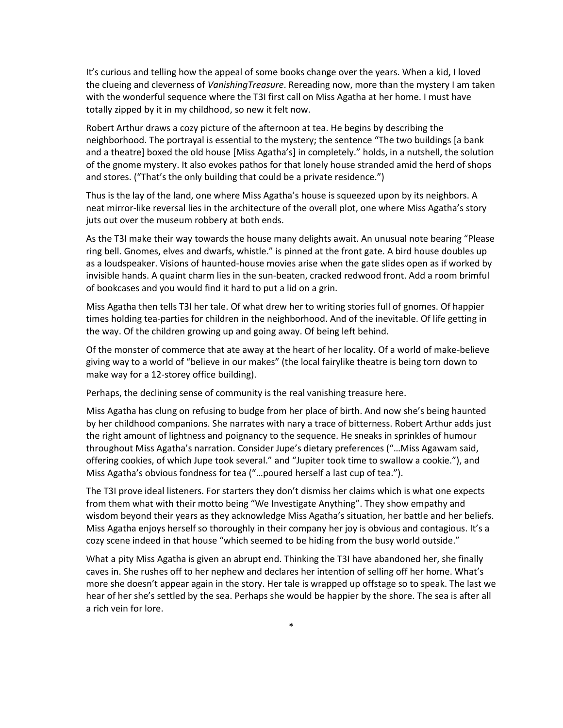It's curious and telling how the appeal of some books change over the years. When a kid, I loved the clueing and cleverness of *VanishingTreasure*. Rereading now, more than the mystery I am taken with the wonderful sequence where the T3I first call on Miss Agatha at her home. I must have totally zipped by it in my childhood, so new it felt now.

Robert Arthur draws a cozy picture of the afternoon at tea. He begins by describing the neighborhood. The portrayal is essential to the mystery; the sentence "The two buildings [a bank and a theatre] boxed the old house [Miss Agatha's] in completely." holds, in a nutshell, the solution of the gnome mystery. It also evokes pathos for that lonely house stranded amid the herd of shops and stores. ("That's the only building that could be a private residence.")

Thus is the lay of the land, one where Miss Agatha's house is squeezed upon by its neighbors. A neat mirror-like reversal lies in the architecture of the overall plot, one where Miss Agatha's story juts out over the museum robbery at both ends.

As the T3I make their way towards the house many delights await. An unusual note bearing "Please ring bell. Gnomes, elves and dwarfs, whistle." is pinned at the front gate. A bird house doubles up as a loudspeaker. Visions of haunted-house movies arise when the gate slides open as if worked by invisible hands. A quaint charm lies in the sun-beaten, cracked redwood front. Add a room brimful of bookcases and you would find it hard to put a lid on a grin.

Miss Agatha then tells T3I her tale. Of what drew her to writing stories full of gnomes. Of happier times holding tea-parties for children in the neighborhood. And of the inevitable. Of life getting in the way. Of the children growing up and going away. Of being left behind.

Of the monster of commerce that ate away at the heart of her locality. Of a world of make-believe giving way to a world of "believe in our makes" (the local fairylike theatre is being torn down to make way for a 12-storey office building).

Perhaps, the declining sense of community is the real vanishing treasure here.

Miss Agatha has clung on refusing to budge from her place of birth. And now she's being haunted by her childhood companions. She narrates with nary a trace of bitterness. Robert Arthur adds just the right amount of lightness and poignancy to the sequence. He sneaks in sprinkles of humour throughout Miss Agatha's narration. Consider Jupe's dietary preferences ("…Miss Agawam said, offering cookies, of which Jupe took several." and "Jupiter took time to swallow a cookie."), and Miss Agatha's obvious fondness for tea ("…poured herself a last cup of tea.").

The T3I prove ideal listeners. For starters they don't dismiss her claims which is what one expects from them what with their motto being "We Investigate Anything". They show empathy and wisdom beyond their years as they acknowledge Miss Agatha's situation, her battle and her beliefs. Miss Agatha enjoys herself so thoroughly in their company her joy is obvious and contagious. It's a cozy scene indeed in that house "which seemed to be hiding from the busy world outside."

What a pity Miss Agatha is given an abrupt end. Thinking the T3I have abandoned her, she finally caves in. She rushes off to her nephew and declares her intention of selling off her home. What's more she doesn't appear again in the story. Her tale is wrapped up offstage so to speak. The last we hear of her she's settled by the sea. Perhaps she would be happier by the shore. The sea is after all a rich vein for lore.

*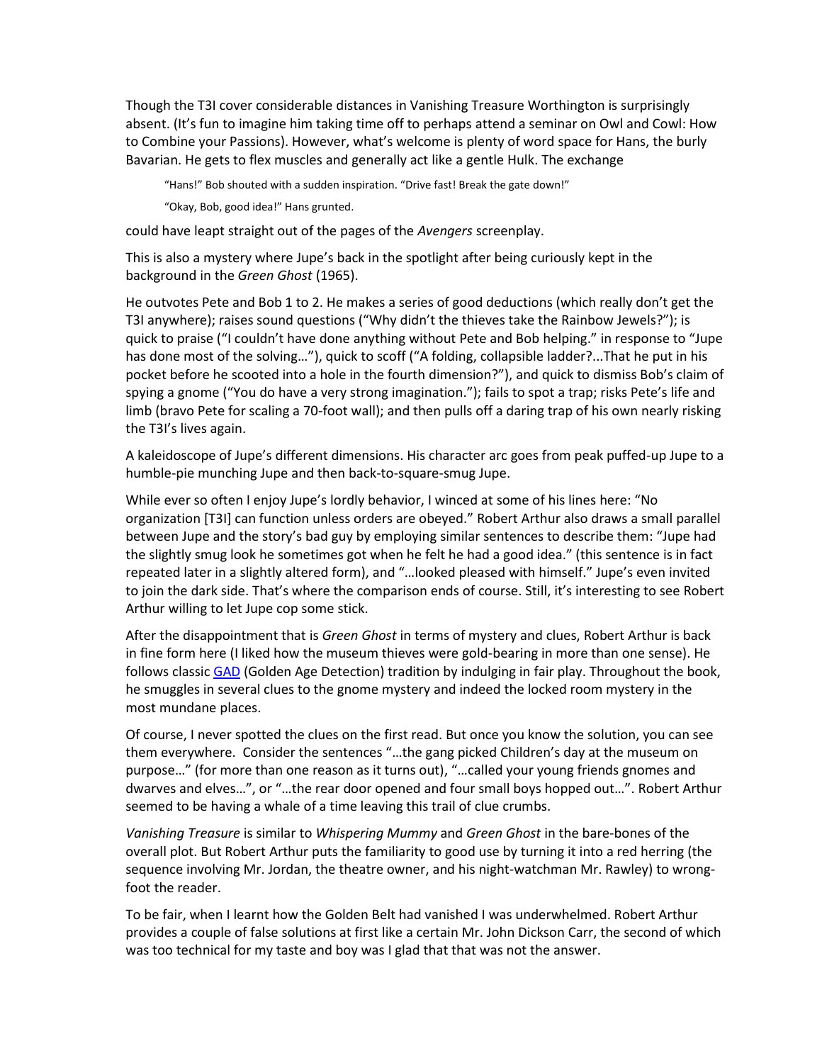Though the T3I cover considerable distances in Vanishing Treasure Worthington is surprisingly absent. (It's fun to imagine him taking time off to perhaps attend a seminar on Owl and Cowl: How to Combine your Passions). However, what's welcome is plenty of word space for Hans, the burly Bavarian. He gets to flex muscles and generally act like a gentle Hulk. The exchange

> "Hans!" Bob shouted with a sudden inspiration. "Drive fast! Break the gate down!"
>
> "Okay, Bob, good idea!" Hans grunted.

could have leapt straight out of the pages of the *Avengers* screenplay.

This is also a mystery where Jupe's back in the spotlight after being curiously kept in the background in the *Green Ghost* (1965).

He outvotes Pete and Bob 1 to 2. He makes a series of good deductions (which really don't get the T3I anywhere); raises sound questions ("Why didn't the thieves take the Rainbow Jewels?"); is quick to praise ("I couldn't have done anything without Pete and Bob helping." in response to "Jupe has done most of the solving…"), quick to scoff ("A folding, collapsible ladder?...That he put in his pocket before he scooted into a hole in the fourth dimension?"), and quick to dismiss Bob's claim of spying a gnome ("You do have a very strong imagination."); fails to spot a trap; risks Pete's life and limb (bravo Pete for scaling a 70-foot wall); and then pulls off a daring trap of his own nearly risking the T3I's lives again.

A kaleidoscope of Jupe's different dimensions. His character arc goes from peak puffed-up Jupe to a humble-pie munching Jupe and then back-to-square-smug Jupe.

While ever so often I enjoy Jupe's lordly behavior, I winced at some of his lines here: "No organization [T3I] can function unless orders are obeyed." Robert Arthur also draws a small parallel between Jupe and the story's bad guy by employing similar sentences to describe them: "Jupe had the slightly smug look he sometimes got when he felt he had a good idea." (this sentence is in fact repeated later in a slightly altered form), and "…looked pleased with himself." Jupe's even invited to join the dark side. That's where the comparison ends of course. Still, it's interesting to see Robert Arthur willing to let Jupe cop some stick.

After the disappointment that is *Green Ghost* in terms of mystery and clues, Robert Arthur is back in fine form here (I liked how the museum thieves were gold-bearing in more than one sense). He follows classic GAD (Golden Age Detection) tradition by indulging in fair play. Throughout the book, he smuggles in several clues to the gnome mystery and indeed the locked room mystery in the most mundane places.

Of course, I never spotted the clues on the first read. But once you know the solution, you can see them everywhere. Consider the sentences "…the gang picked Children's day at the museum on purpose…" (for more than one reason as it turns out), "…called your young friends gnomes and dwarves and elves…", or "…the rear door opened and four small boys hopped out…". Robert Arthur seemed to be having a whale of a time leaving this trail of clue crumbs.

*Vanishing Treasure* is similar to *Whispering Mummy* and *Green Ghost* in the bare-bones of the overall plot. But Robert Arthur puts the familiarity to good use by turning it into a red herring (the sequence involving Mr. Jordan, the theatre owner, and his night-watchman Mr. Rawley) to wrong-foot the reader.

To be fair, when I learnt how the Golden Belt had vanished I was underwhelmed. Robert Arthur provides a couple of false solutions at first like a certain Mr. John Dickson Carr, the second of which was too technical for my taste and boy was I glad that that was not the answer.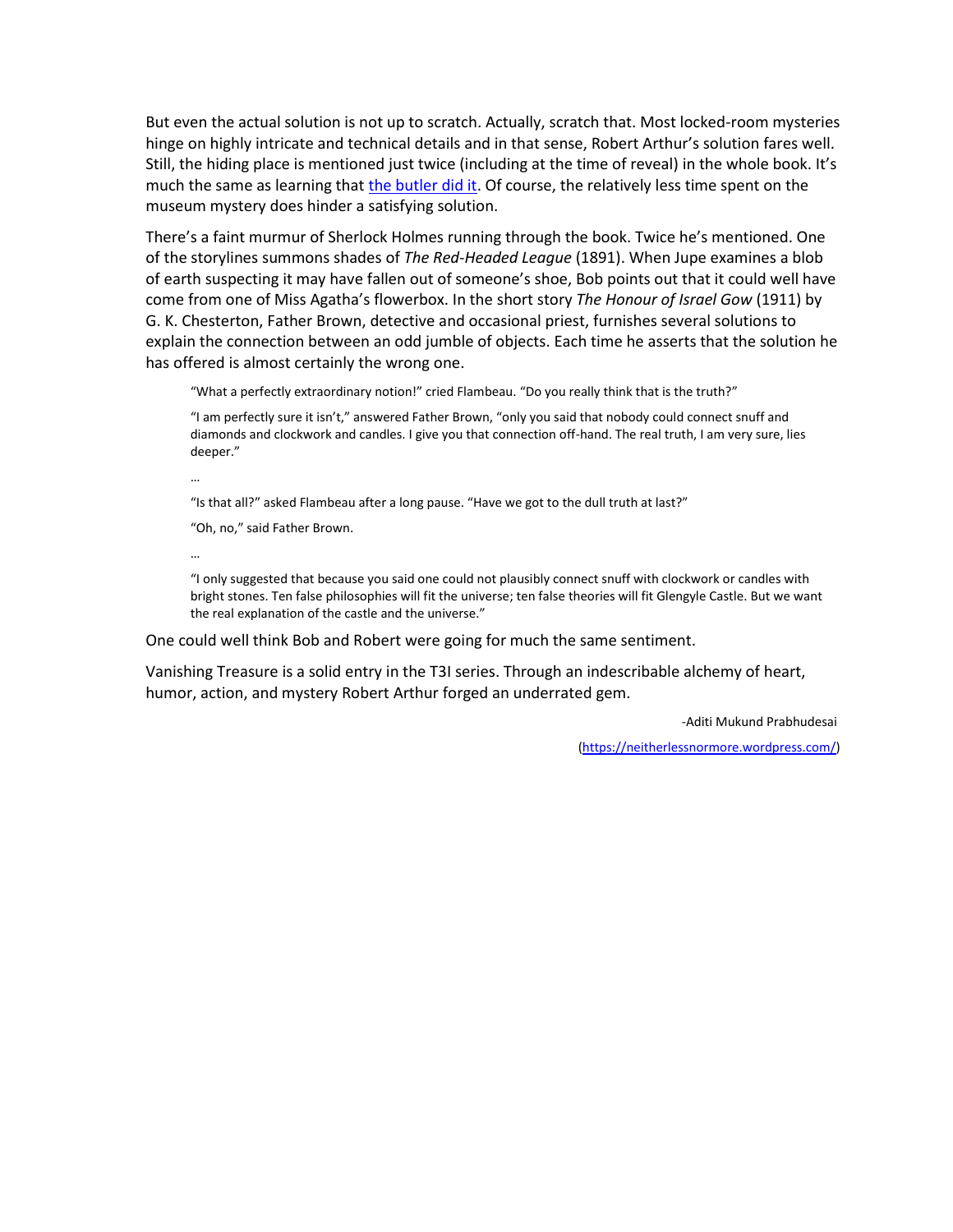But even the actual solution is not up to scratch. Actually, scratch that. Most locked-room mysteries hinge on highly intricate and technical details and in that sense, Robert Arthur's solution fares well. Still, the hiding place is mentioned just twice (including at the time of reveal) in the whole book. It's much the same as learning that the butler did it. Of course, the relatively less time spent on the museum mystery does hinder a satisfying solution.

There's a faint murmur of Sherlock Holmes running through the book. Twice he's mentioned. One of the storylines summons shades of *The Red-Headed League* (1891). When Jupe examines a blob of earth suspecting it may have fallen out of someone's shoe, Bob points out that it could well have come from one of Miss Agatha's flowerbox. In the short story *The Honour of Israel Gow* (1911) by G. K. Chesterton, Father Brown, detective and occasional priest, furnishes several solutions to explain the connection between an odd jumble of objects. Each time he asserts that the solution he has offered is almost certainly the wrong one.

> "What a perfectly extraordinary notion!" cried Flambeau. "Do you really think that is the truth?"
>
> "I am perfectly sure it isn't," answered Father Brown, "only you said that nobody could connect snuff and diamonds and clockwork and candles. I give you that connection off-hand. The real truth, I am very sure, lies deeper."
>
> …
>
> "Is that all?" asked Flambeau after a long pause. "Have we got to the dull truth at last?"
>
> "Oh, no," said Father Brown.
>
> …
>
> "I only suggested that because you said one could not plausibly connect snuff with clockwork or candles with bright stones. Ten false philosophies will fit the universe; ten false theories will fit Glengyle Castle. But we want the real explanation of the castle and the universe."

One could well think Bob and Robert were going for much the same sentiment.

Vanishing Treasure is a solid entry in the T3I series. Through an indescribable alchemy of heart, humor, action, and mystery Robert Arthur forged an underrated gem.

-Aditi Mukund Prabhudesai

(https://neitherlessnormore.wordpress.com/)